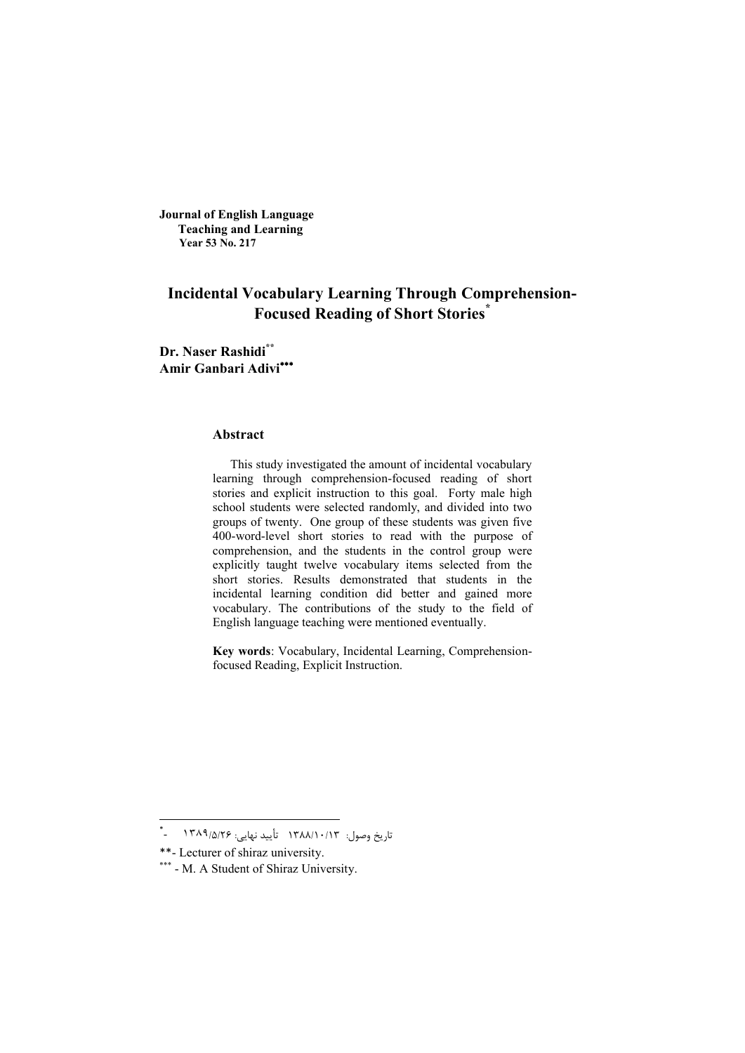**Journal of English Language Teaching and Learning**
**Year 53 No. 217**

# Incidental Vocabulary Learning Through Comprehension-Focused Reading of Short Stories[*]

**Dr. Naser Rashidi[**]**
**Amir Ganbari Adivi[***]**

## Abstract

This study investigated the amount of incidental vocabulary learning through comprehension-focused reading of short stories and explicit instruction to this goal. Forty male high school students were selected randomly, and divided into two groups of twenty. One group of these students was given five 400-word-level short stories to read with the purpose of comprehension, and the students in the control group were explicitly taught twelve vocabulary items selected from the short stories. Results demonstrated that students in the incidental learning condition did better and gained more vocabulary. The contributions of the study to the field of English language teaching were mentioned eventually.

**Key words**: Vocabulary, Incidental Learning, Comprehension-focused Reading, Explicit Instruction.

---

*- تاریخ وصول: ۱۳۸۸/۱۰/۱۳ تأیید نهایی: ۱۳۸۹/۵/۲۶

**- Lecturer of shiraz university.

*** - M. A Student of Shiraz University.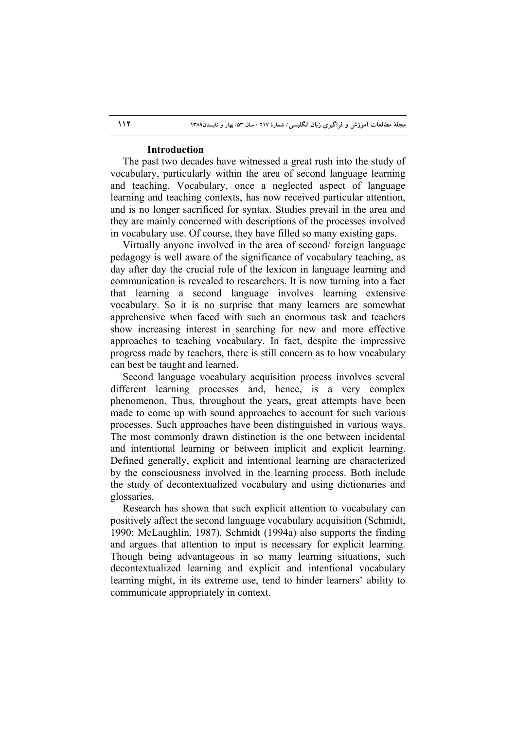## Introduction

The past two decades have witnessed a great rush into the study of vocabulary, particularly within the area of second language learning and teaching. Vocabulary, once a neglected aspect of language learning and teaching contexts, has now received particular attention, and is no longer sacrificed for syntax. Studies prevail in the area and they are mainly concerned with descriptions of the processes involved in vocabulary use. Of course, they have filled so many existing gaps.

Virtually anyone involved in the area of second/ foreign language pedagogy is well aware of the significance of vocabulary teaching, as day after day the crucial role of the lexicon in language learning and communication is revealed to researchers. It is now turning into a fact that learning a second language involves learning extensive vocabulary. So it is no surprise that many learners are somewhat apprehensive when faced with such an enormous task and teachers show increasing interest in searching for new and more effective approaches to teaching vocabulary. In fact, despite the impressive progress made by teachers, there is still concern as to how vocabulary can best be taught and learned.

Second language vocabulary acquisition process involves several different learning processes and, hence, is a very complex phenomenon. Thus, throughout the years, great attempts have been made to come up with sound approaches to account for such various processes. Such approaches have been distinguished in various ways. The most commonly drawn distinction is the one between incidental and intentional learning or between implicit and explicit learning. Defined generally, explicit and intentional learning are characterized by the consciousness involved in the learning process. Both include the study of decontextualized vocabulary and using dictionaries and glossaries.

Research has shown that such explicit attention to vocabulary can positively affect the second language vocabulary acquisition (Schmidt, 1990; McLaughlin, 1987). Schmidt (1994a) also supports the finding and argues that attention to input is necessary for explicit learning. Though being advantageous in so many learning situations, such decontextualized learning and explicit and intentional vocabulary learning might, in its extreme use, tend to hinder learners' ability to communicate appropriately in context.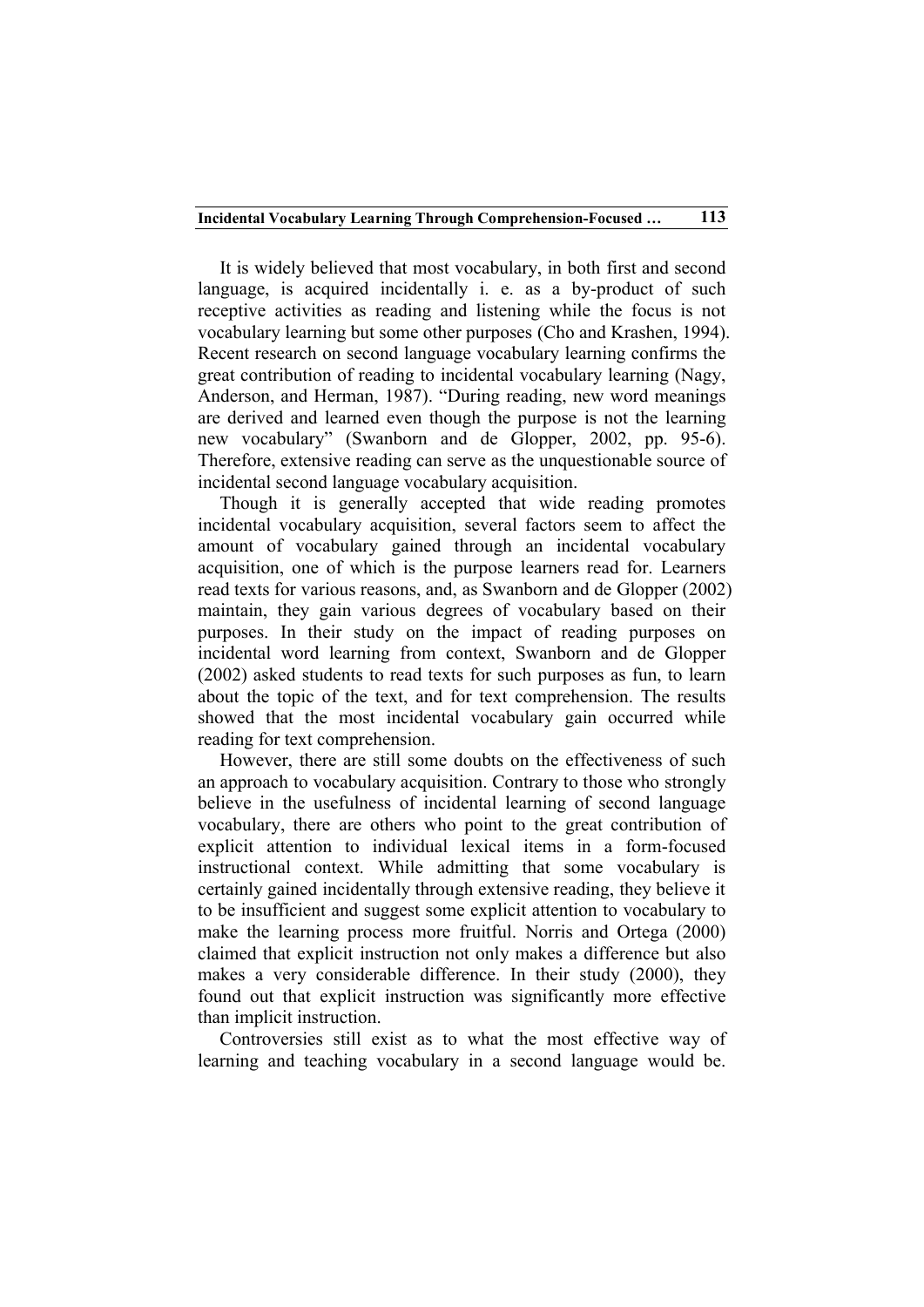It is widely believed that most vocabulary, in both first and second language, is acquired incidentally i. e. as a by-product of such receptive activities as reading and listening while the focus is not vocabulary learning but some other purposes (Cho and Krashen, 1994). Recent research on second language vocabulary learning confirms the great contribution of reading to incidental vocabulary learning (Nagy, Anderson, and Herman, 1987). "During reading, new word meanings are derived and learned even though the purpose is not the learning new vocabulary" (Swanborn and de Glopper, 2002, pp. 95-6). Therefore, extensive reading can serve as the unquestionable source of incidental second language vocabulary acquisition.

Though it is generally accepted that wide reading promotes incidental vocabulary acquisition, several factors seem to affect the amount of vocabulary gained through an incidental vocabulary acquisition, one of which is the purpose learners read for. Learners read texts for various reasons, and, as Swanborn and de Glopper (2002) maintain, they gain various degrees of vocabulary based on their purposes. In their study on the impact of reading purposes on incidental word learning from context, Swanborn and de Glopper (2002) asked students to read texts for such purposes as fun, to learn about the topic of the text, and for text comprehension. The results showed that the most incidental vocabulary gain occurred while reading for text comprehension.

However, there are still some doubts on the effectiveness of such an approach to vocabulary acquisition. Contrary to those who strongly believe in the usefulness of incidental learning of second language vocabulary, there are others who point to the great contribution of explicit attention to individual lexical items in a form-focused instructional context. While admitting that some vocabulary is certainly gained incidentally through extensive reading, they believe it to be insufficient and suggest some explicit attention to vocabulary to make the learning process more fruitful. Norris and Ortega (2000) claimed that explicit instruction not only makes a difference but also makes a very considerable difference. In their study (2000), they found out that explicit instruction was significantly more effective than implicit instruction.

Controversies still exist as to what the most effective way of learning and teaching vocabulary in a second language would be.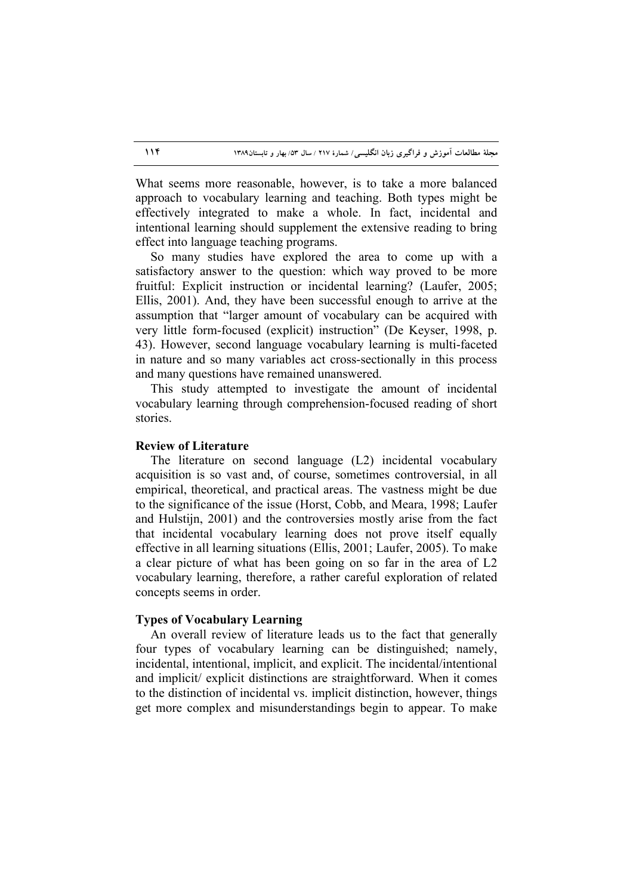What seems more reasonable, however, is to take a more balanced approach to vocabulary learning and teaching. Both types might be effectively integrated to make a whole. In fact, incidental and intentional learning should supplement the extensive reading to bring effect into language teaching programs.

So many studies have explored the area to come up with a satisfactory answer to the question: which way proved to be more fruitful: Explicit instruction or incidental learning? (Laufer, 2005; Ellis, 2001). And, they have been successful enough to arrive at the assumption that "larger amount of vocabulary can be acquired with very little form-focused (explicit) instruction" (De Keyser, 1998, p. 43). However, second language vocabulary learning is multi-faceted in nature and so many variables act cross-sectionally in this process and many questions have remained unanswered.

This study attempted to investigate the amount of incidental vocabulary learning through comprehension-focused reading of short stories.

## Review of Literature

The literature on second language (L2) incidental vocabulary acquisition is so vast and, of course, sometimes controversial, in all empirical, theoretical, and practical areas. The vastness might be due to the significance of the issue (Horst, Cobb, and Meara, 1998; Laufer and Hulstijn, 2001) and the controversies mostly arise from the fact that incidental vocabulary learning does not prove itself equally effective in all learning situations (Ellis, 2001; Laufer, 2005). To make a clear picture of what has been going on so far in the area of L2 vocabulary learning, therefore, a rather careful exploration of related concepts seems in order.

### Types of Vocabulary Learning

An overall review of literature leads us to the fact that generally four types of vocabulary learning can be distinguished; namely, incidental, intentional, implicit, and explicit. The incidental/intentional and implicit/ explicit distinctions are straightforward. When it comes to the distinction of incidental vs. implicit distinction, however, things get more complex and misunderstandings begin to appear. To make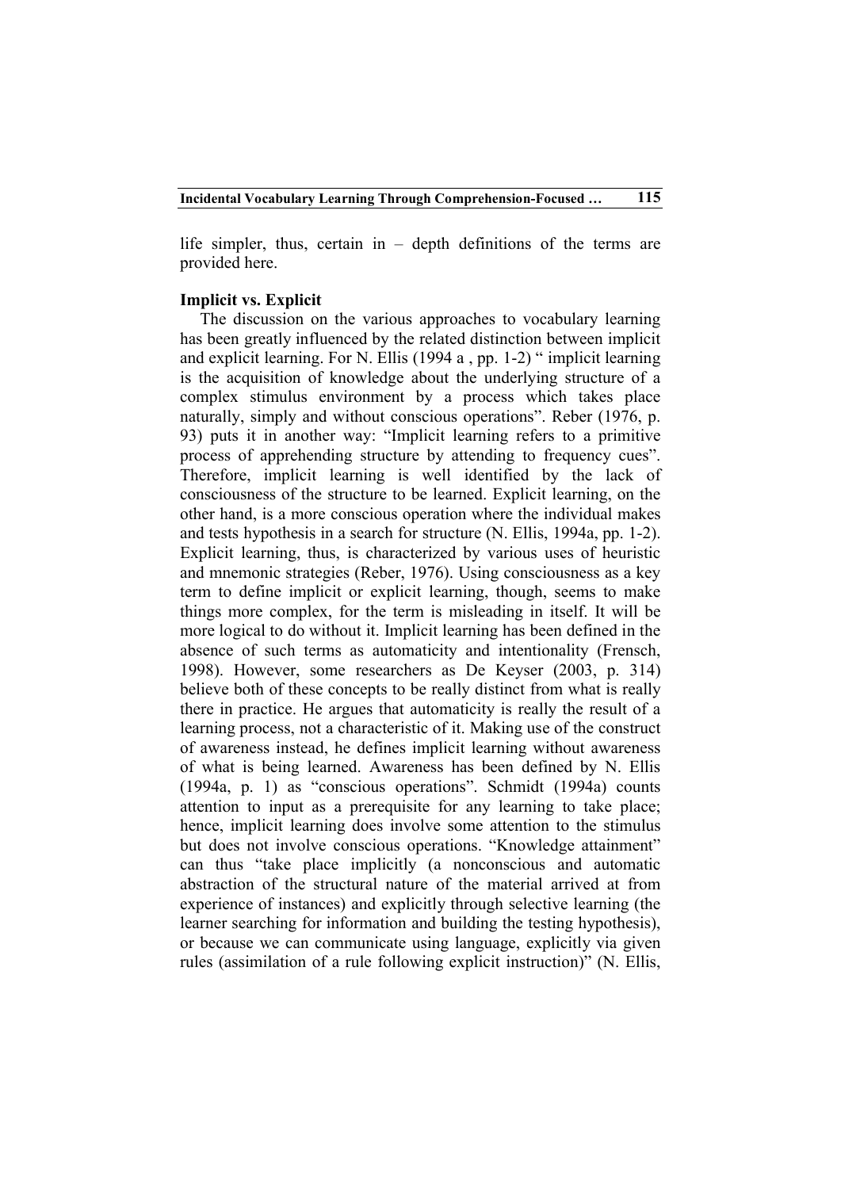life simpler, thus, certain in – depth definitions of the terms are provided here.

### Implicit vs. Explicit

The discussion on the various approaches to vocabulary learning has been greatly influenced by the related distinction between implicit and explicit learning. For N. Ellis (1994 a , pp. 1-2) " implicit learning is the acquisition of knowledge about the underlying structure of a complex stimulus environment by a process which takes place naturally, simply and without conscious operations". Reber (1976, p. 93) puts it in another way: "Implicit learning refers to a primitive process of apprehending structure by attending to frequency cues". Therefore, implicit learning is well identified by the lack of consciousness of the structure to be learned. Explicit learning, on the other hand, is a more conscious operation where the individual makes and tests hypothesis in a search for structure (N. Ellis, 1994a, pp. 1-2). Explicit learning, thus, is characterized by various uses of heuristic and mnemonic strategies (Reber, 1976). Using consciousness as a key term to define implicit or explicit learning, though, seems to make things more complex, for the term is misleading in itself. It will be more logical to do without it. Implicit learning has been defined in the absence of such terms as automaticity and intentionality (Frensch, 1998). However, some researchers as De Keyser (2003, p. 314) believe both of these concepts to be really distinct from what is really there in practice. He argues that automaticity is really the result of a learning process, not a characteristic of it. Making use of the construct of awareness instead, he defines implicit learning without awareness of what is being learned. Awareness has been defined by N. Ellis (1994a, p. 1) as "conscious operations". Schmidt (1994a) counts attention to input as a prerequisite for any learning to take place; hence, implicit learning does involve some attention to the stimulus but does not involve conscious operations. "Knowledge attainment" can thus "take place implicitly (a nonconscious and automatic abstraction of the structural nature of the material arrived at from experience of instances) and explicitly through selective learning (the learner searching for information and building the testing hypothesis), or because we can communicate using language, explicitly via given rules (assimilation of a rule following explicit instruction)" (N. Ellis,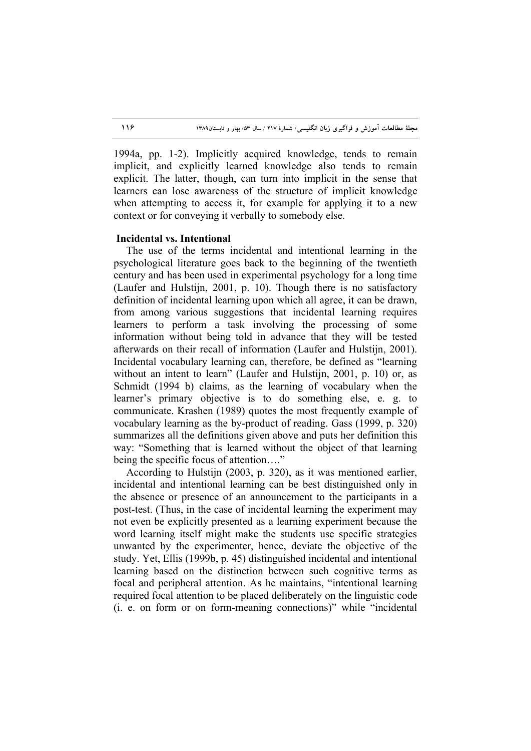1994a, pp. 1-2). Implicitly acquired knowledge, tends to remain implicit, and explicitly learned knowledge also tends to remain explicit. The latter, though, can turn into implicit in the sense that learners can lose awareness of the structure of implicit knowledge when attempting to access it, for example for applying it to a new context or for conveying it verbally to somebody else.

### Incidental vs. Intentional

The use of the terms incidental and intentional learning in the psychological literature goes back to the beginning of the twentieth century and has been used in experimental psychology for a long time (Laufer and Hulstijn, 2001, p. 10). Though there is no satisfactory definition of incidental learning upon which all agree, it can be drawn, from among various suggestions that incidental learning requires learners to perform a task involving the processing of some information without being told in advance that they will be tested afterwards on their recall of information (Laufer and Hulstijn, 2001). Incidental vocabulary learning can, therefore, be defined as "learning without an intent to learn" (Laufer and Hulstijn, 2001, p. 10) or, as Schmidt (1994 b) claims, as the learning of vocabulary when the learner's primary objective is to do something else, e. g. to communicate. Krashen (1989) quotes the most frequently example of vocabulary learning as the by-product of reading. Gass (1999, p. 320) summarizes all the definitions given above and puts her definition this way: "Something that is learned without the object of that learning being the specific focus of attention…."

According to Hulstijn (2003, p. 320), as it was mentioned earlier, incidental and intentional learning can be best distinguished only in the absence or presence of an announcement to the participants in a post-test. (Thus, in the case of incidental learning the experiment may not even be explicitly presented as a learning experiment because the word learning itself might make the students use specific strategies unwanted by the experimenter, hence, deviate the objective of the study. Yet, Ellis (1999b, p. 45) distinguished incidental and intentional learning based on the distinction between such cognitive terms as focal and peripheral attention. As he maintains, "intentional learning required focal attention to be placed deliberately on the linguistic code (i. e. on form or on form-meaning connections)" while "incidental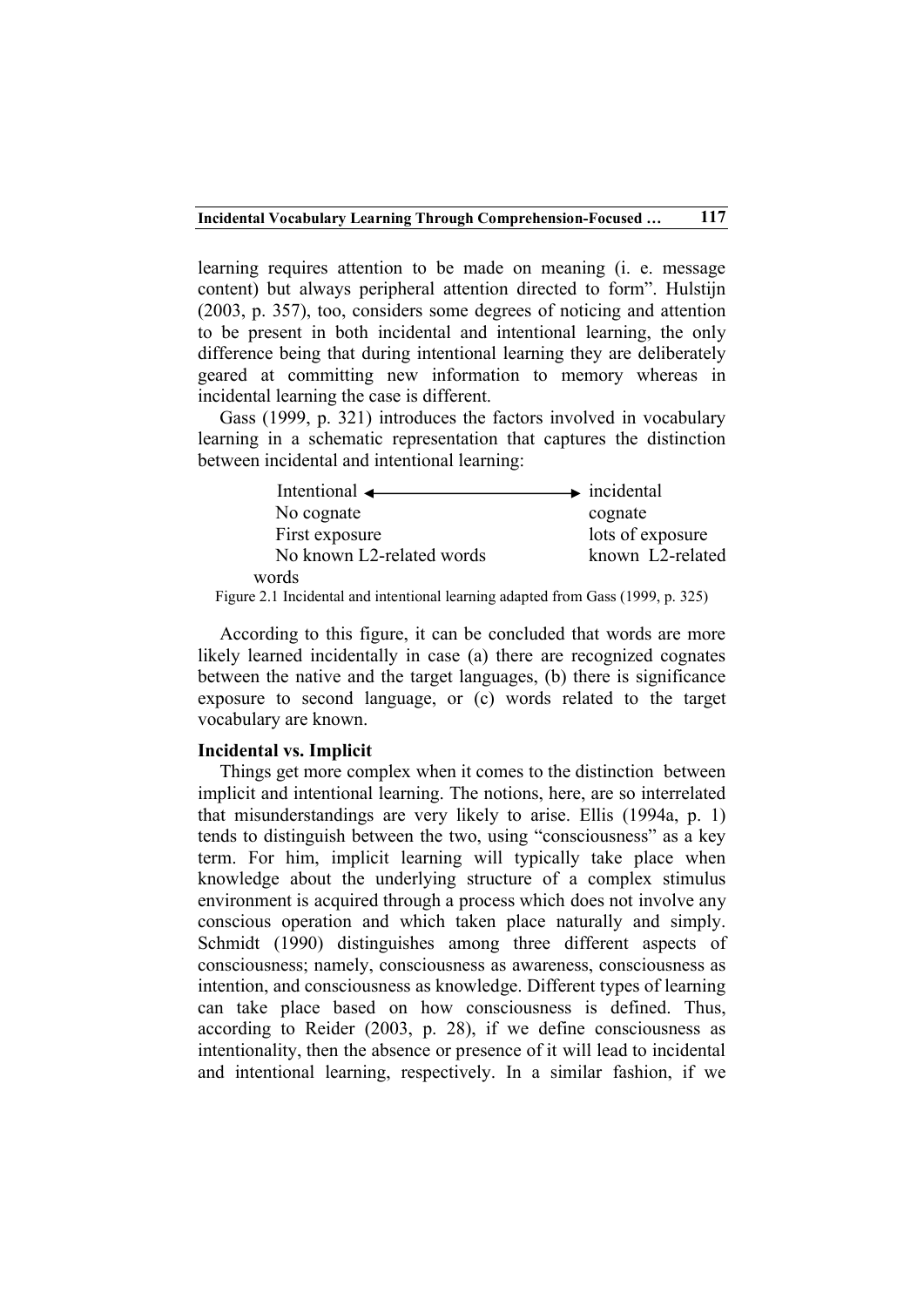learning requires attention to be made on meaning (i. e. message content) but always peripheral attention directed to form". Hulstijn (2003, p. 357), too, considers some degrees of noticing and attention to be present in both incidental and intentional learning, the only difference being that during intentional learning they are deliberately geared at committing new information to memory whereas in incidental learning the case is different.

Gass (1999, p. 321) introduces the factors involved in vocabulary learning in a schematic representation that captures the distinction between incidental and intentional learning:

| Intentional ⟷ | incidental |
| --- | --- |
| No cognate | cognate |
| First exposure | lots of exposure |
| No known L2-related words | known L2-related words |

Figure 2.1 Incidental and intentional learning adapted from Gass (1999, p. 325)

According to this figure, it can be concluded that words are more likely learned incidentally in case (a) there are recognized cognates between the native and the target languages, (b) there is significance exposure to second language, or (c) words related to the target vocabulary are known.

**Incidental vs. Implicit**

Things get more complex when it comes to the distinction between implicit and intentional learning. The notions, here, are so interrelated that misunderstandings are very likely to arise. Ellis (1994a, p. 1) tends to distinguish between the two, using "consciousness" as a key term. For him, implicit learning will typically take place when knowledge about the underlying structure of a complex stimulus environment is acquired through a process which does not involve any conscious operation and which taken place naturally and simply. Schmidt (1990) distinguishes among three different aspects of consciousness; namely, consciousness as awareness, consciousness as intention, and consciousness as knowledge. Different types of learning can take place based on how consciousness is defined. Thus, according to Reider (2003, p. 28), if we define consciousness as intentionality, then the absence or presence of it will lead to incidental and intentional learning, respectively. In a similar fashion, if we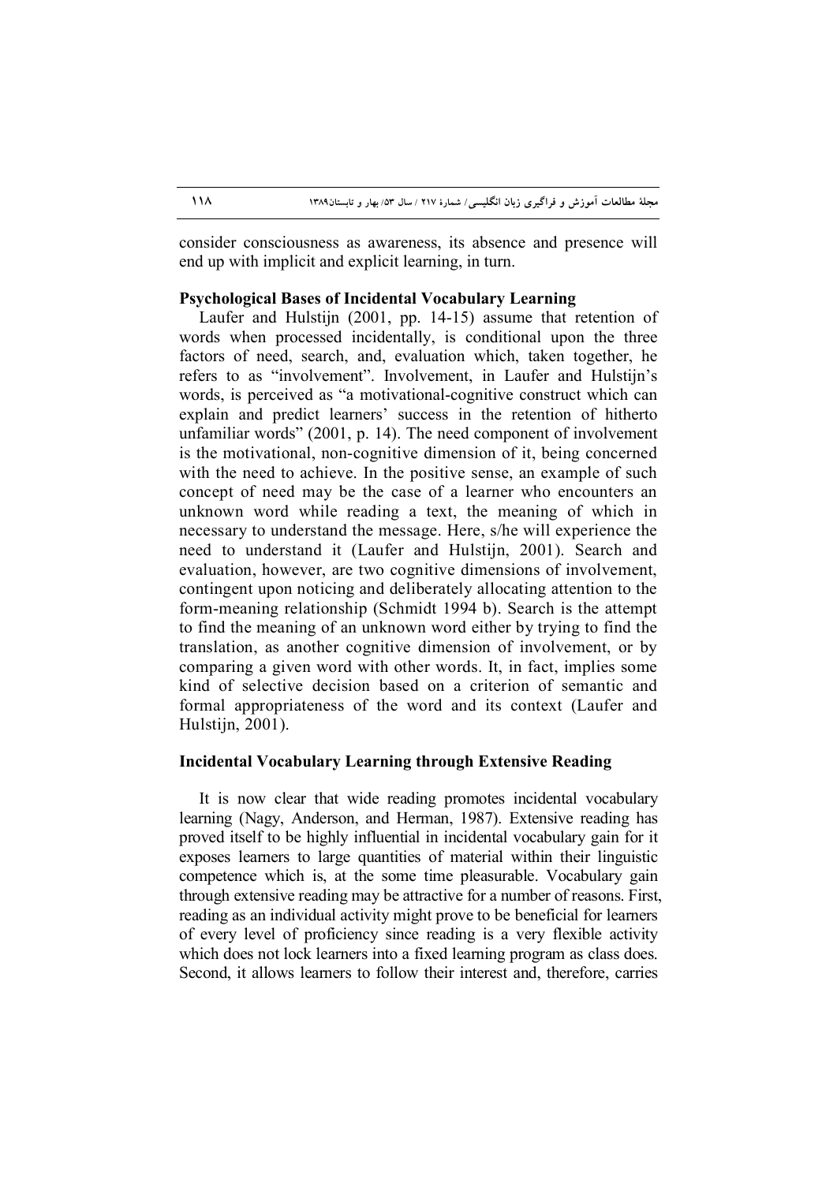consider consciousness as awareness, its absence and presence will end up with implicit and explicit learning, in turn.

**Psychological Bases of Incidental Vocabulary Learning**

Laufer and Hulstijn (2001, pp. 14-15) assume that retention of words when processed incidentally, is conditional upon the three factors of need, search, and, evaluation which, taken together, he refers to as "involvement". Involvement, in Laufer and Hulstijn's words, is perceived as "a motivational-cognitive construct which can explain and predict learners' success in the retention of hitherto unfamiliar words" (2001, p. 14). The need component of involvement is the motivational, non-cognitive dimension of it, being concerned with the need to achieve. In the positive sense, an example of such concept of need may be the case of a learner who encounters an unknown word while reading a text, the meaning of which in necessary to understand the message. Here, s/he will experience the need to understand it (Laufer and Hulstijn, 2001). Search and evaluation, however, are two cognitive dimensions of involvement, contingent upon noticing and deliberately allocating attention to the form-meaning relationship (Schmidt 1994 b). Search is the attempt to find the meaning of an unknown word either by trying to find the translation, as another cognitive dimension of involvement, or by comparing a given word with other words. It, in fact, implies some kind of selective decision based on a criterion of semantic and formal appropriateness of the word and its context (Laufer and Hulstijn, 2001).

**Incidental Vocabulary Learning through Extensive Reading**

It is now clear that wide reading promotes incidental vocabulary learning (Nagy, Anderson, and Herman, 1987). Extensive reading has proved itself to be highly influential in incidental vocabulary gain for it exposes learners to large quantities of material within their linguistic competence which is, at the some time pleasurable. Vocabulary gain through extensive reading may be attractive for a number of reasons. First, reading as an individual activity might prove to be beneficial for learners of every level of proficiency since reading is a very flexible activity which does not lock learners into a fixed learning program as class does. Second, it allows learners to follow their interest and, therefore, carries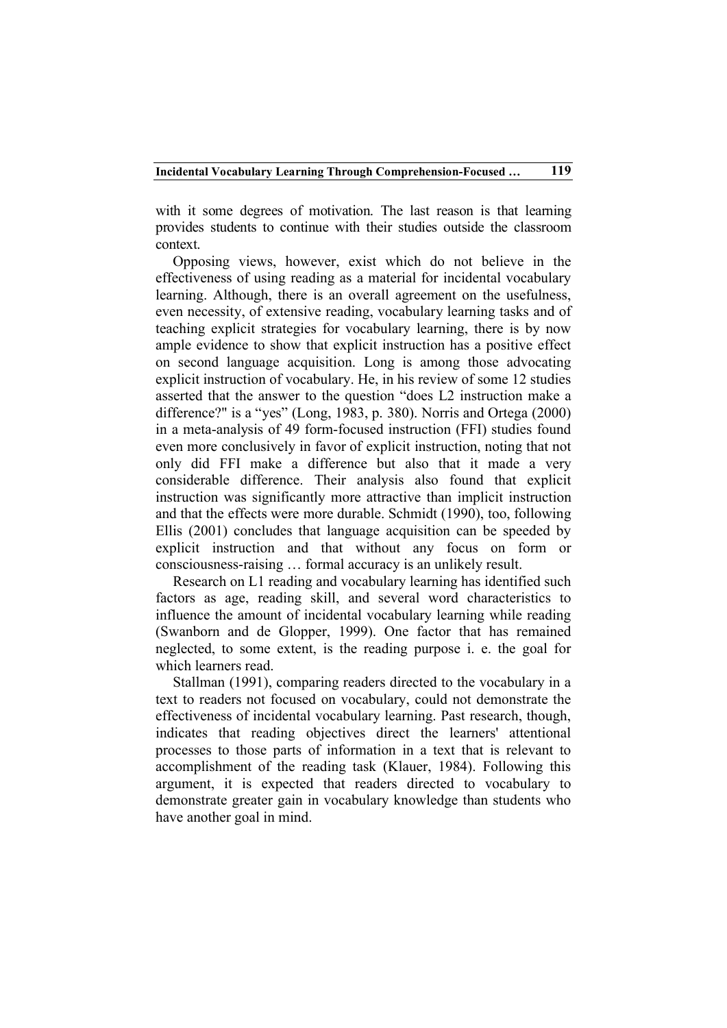with it some degrees of motivation. The last reason is that learning provides students to continue with their studies outside the classroom context.

Opposing views, however, exist which do not believe in the effectiveness of using reading as a material for incidental vocabulary learning. Although, there is an overall agreement on the usefulness, even necessity, of extensive reading, vocabulary learning tasks and of teaching explicit strategies for vocabulary learning, there is by now ample evidence to show that explicit instruction has a positive effect on second language acquisition. Long is among those advocating explicit instruction of vocabulary. He, in his review of some 12 studies asserted that the answer to the question "does L2 instruction make a difference?" is a "yes" (Long, 1983, p. 380). Norris and Ortega (2000) in a meta-analysis of 49 form-focused instruction (FFI) studies found even more conclusively in favor of explicit instruction, noting that not only did FFI make a difference but also that it made a very considerable difference. Their analysis also found that explicit instruction was significantly more attractive than implicit instruction and that the effects were more durable. Schmidt (1990), too, following Ellis (2001) concludes that language acquisition can be speeded by explicit instruction and that without any focus on form or consciousness-raising … formal accuracy is an unlikely result.

Research on L1 reading and vocabulary learning has identified such factors as age, reading skill, and several word characteristics to influence the amount of incidental vocabulary learning while reading (Swanborn and de Glopper, 1999). One factor that has remained neglected, to some extent, is the reading purpose i. e. the goal for which learners read.

Stallman (1991), comparing readers directed to the vocabulary in a text to readers not focused on vocabulary, could not demonstrate the effectiveness of incidental vocabulary learning. Past research, though, indicates that reading objectives direct the learners' attentional processes to those parts of information in a text that is relevant to accomplishment of the reading task (Klauer, 1984). Following this argument, it is expected that readers directed to vocabulary to demonstrate greater gain in vocabulary knowledge than students who have another goal in mind.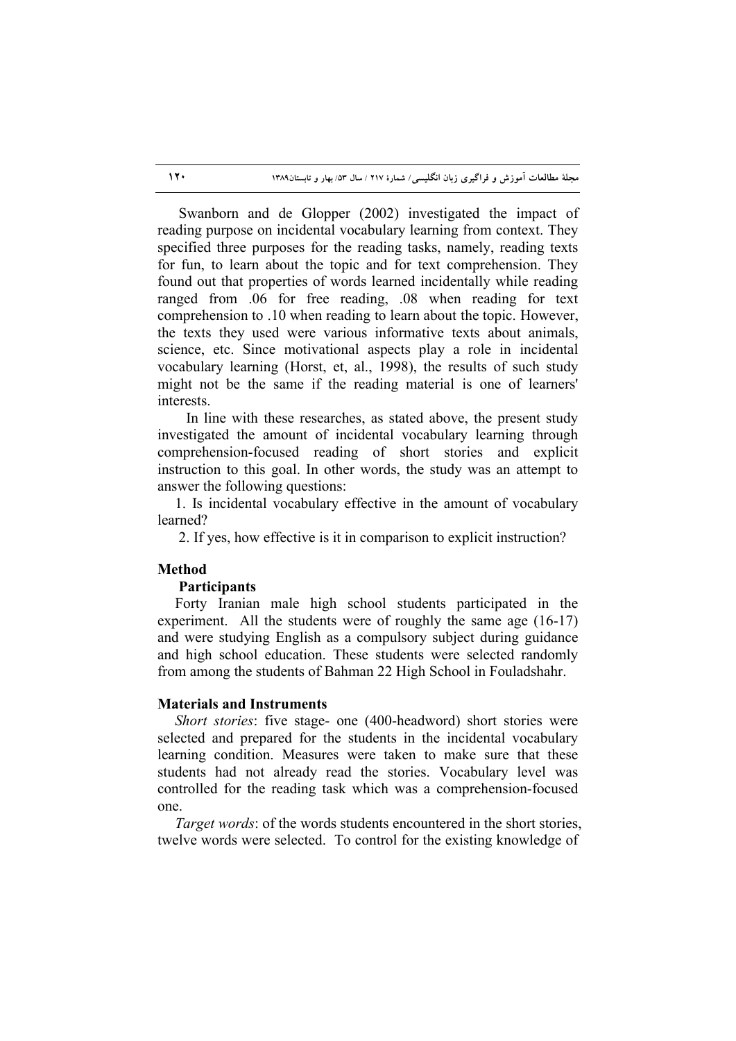Swanborn and de Glopper (2002) investigated the impact of reading purpose on incidental vocabulary learning from context. They specified three purposes for the reading tasks, namely, reading texts for fun, to learn about the topic and for text comprehension. They found out that properties of words learned incidentally while reading ranged from .06 for free reading, .08 when reading for text comprehension to .10 when reading to learn about the topic. However, the texts they used were various informative texts about animals, science, etc. Since motivational aspects play a role in incidental vocabulary learning (Horst, et, al., 1998), the results of such study might not be the same if the reading material is one of learners' interests.

In line with these researches, as stated above, the present study investigated the amount of incidental vocabulary learning through comprehension-focused reading of short stories and explicit instruction to this goal. In other words, the study was an attempt to answer the following questions:

1. Is incidental vocabulary effective in the amount of vocabulary learned?

2. If yes, how effective is it in comparison to explicit instruction?

## Method

### Participants

Forty Iranian male high school students participated in the experiment. All the students were of roughly the same age (16-17) and were studying English as a compulsory subject during guidance and high school education. These students were selected randomly from among the students of Bahman 22 High School in Fouladshahr.

### Materials and Instruments

*Short stories*: five stage- one (400-headword) short stories were selected and prepared for the students in the incidental vocabulary learning condition. Measures were taken to make sure that these students had not already read the stories. Vocabulary level was controlled for the reading task which was a comprehension-focused one.

*Target words*: of the words students encountered in the short stories, twelve words were selected. To control for the existing knowledge of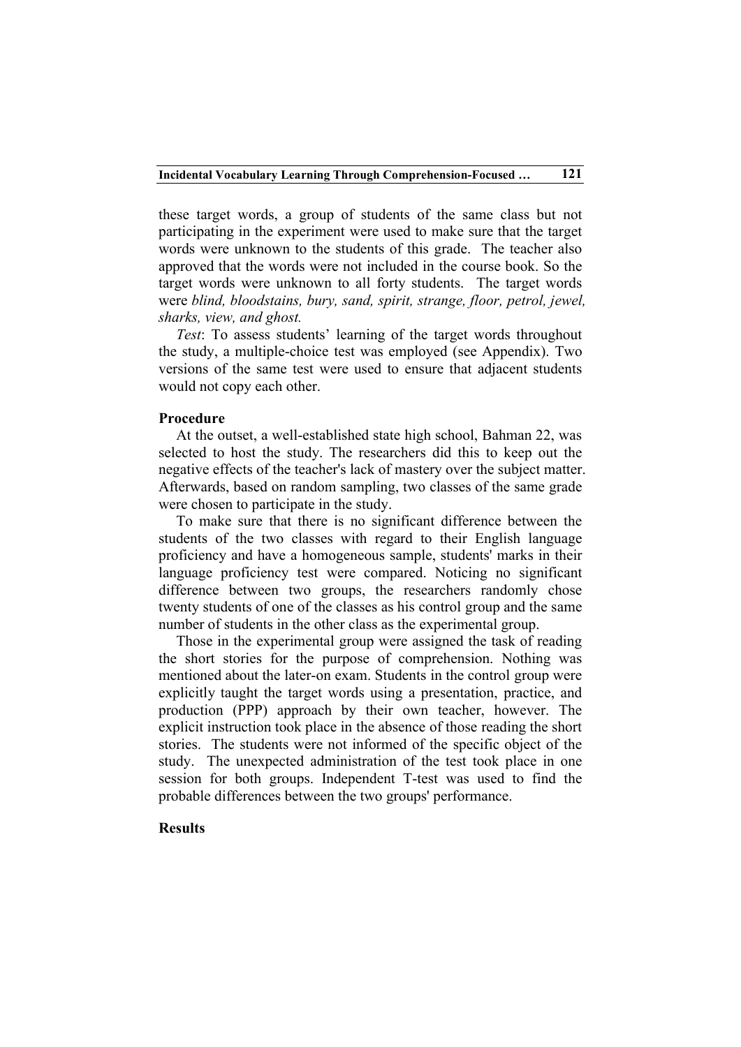these target words, a group of students of the same class but not participating in the experiment were used to make sure that the target words were unknown to the students of this grade. The teacher also approved that the words were not included in the course book. So the target words were unknown to all forty students. The target words were *blind, bloodstains, bury, sand, spirit, strange, floor, petrol, jewel, sharks, view, and ghost.*

*Test*: To assess students' learning of the target words throughout the study, a multiple-choice test was employed (see Appendix). Two versions of the same test were used to ensure that adjacent students would not copy each other.

### Procedure

At the outset, a well-established state high school, Bahman 22, was selected to host the study. The researchers did this to keep out the negative effects of the teacher's lack of mastery over the subject matter. Afterwards, based on random sampling, two classes of the same grade were chosen to participate in the study.

To make sure that there is no significant difference between the students of the two classes with regard to their English language proficiency and have a homogeneous sample, students' marks in their language proficiency test were compared. Noticing no significant difference between two groups, the researchers randomly chose twenty students of one of the classes as his control group and the same number of students in the other class as the experimental group.

Those in the experimental group were assigned the task of reading the short stories for the purpose of comprehension. Nothing was mentioned about the later-on exam. Students in the control group were explicitly taught the target words using a presentation, practice, and production (PPP) approach by their own teacher, however. The explicit instruction took place in the absence of those reading the short stories. The students were not informed of the specific object of the study. The unexpected administration of the test took place in one session for both groups. Independent T-test was used to find the probable differences between the two groups' performance.

### Results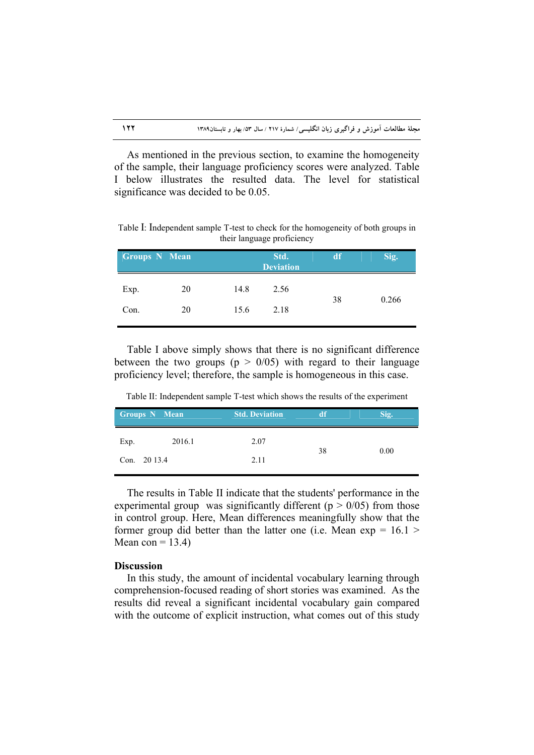As mentioned in the previous section, to examine the homogeneity of the sample, their language proficiency scores were analyzed. Table I below illustrates the resulted data. The level for statistical significance was decided to be 0.05.

Table I: Independent sample T-test to check for the homogeneity of both groups in their language proficiency

| Groups | N | Mean | Std. Deviation | df | Sig. |
|---|---|---|---|---|---|
| Exp. | 20 | 14.8 | 2.56 | 38 | 0.266 |
| Con. | 20 | 15.6 | 2.18 | | |

Table I above simply shows that there is no significant difference between the two groups ($p > 0/05$) with regard to their language proficiency level; therefore, the sample is homogeneous in this case.

Table II: Independent sample T-test which shows the results of the experiment

| Groups | N | Mean | Std. Deviation | df | Sig. |
|---|---|---|---|---|---|
| Exp. | 20 | 16.1 | 2.07 | 38 | 0.00 |
| Con. | 20 | 13.4 | 2.11 | | |

The results in Table II indicate that the students' performance in the experimental group was significantly different ($p > 0/05$) from those in control group. Here, Mean differences meaningfully show that the former group did better than the latter one (i.e. Mean exp = 16.1 > Mean con = 13.4)

## Discussion

In this study, the amount of incidental vocabulary learning through comprehension-focused reading of short stories was examined. As the results did reveal a significant incidental vocabulary gain compared with the outcome of explicit instruction, what comes out of this study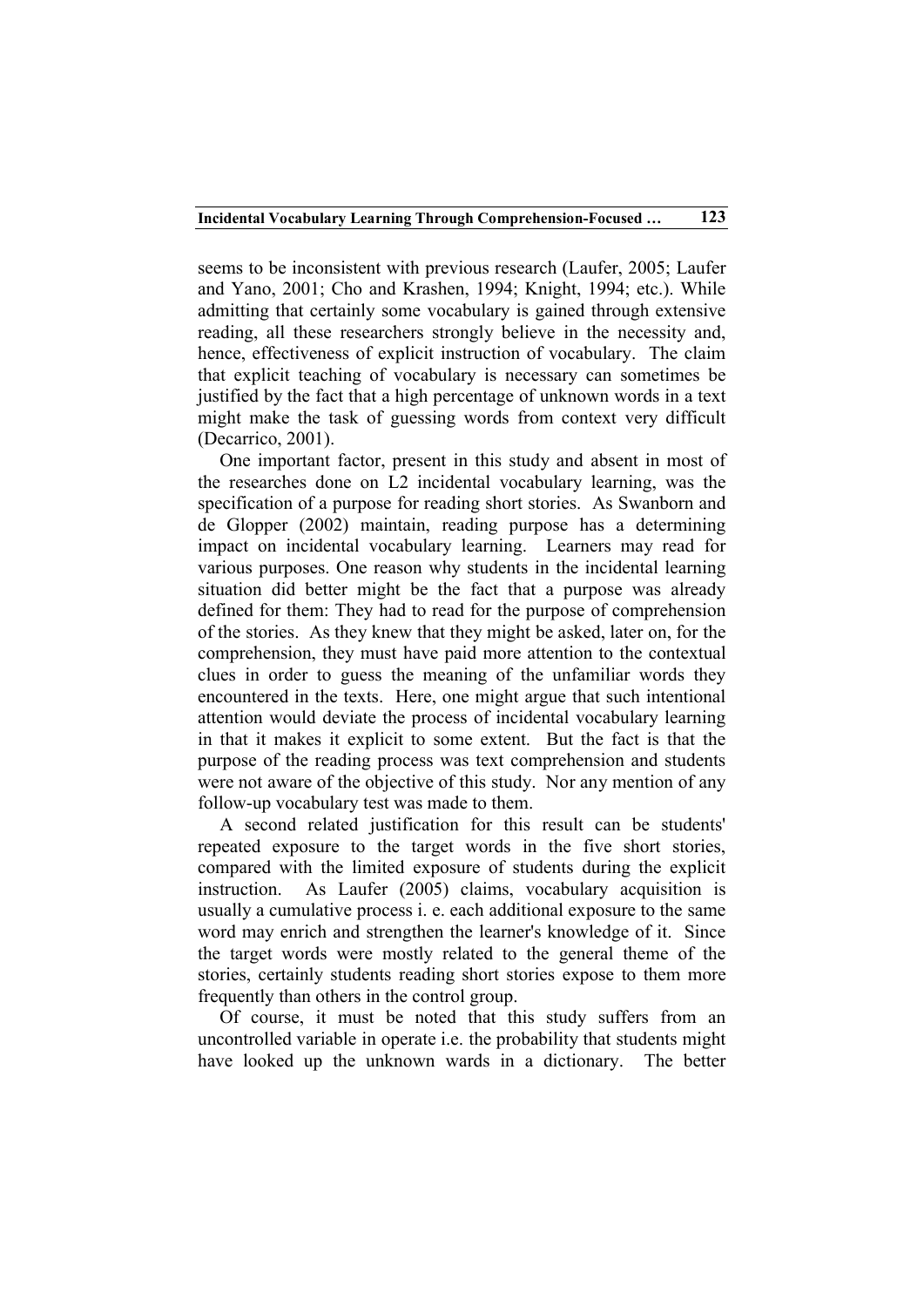seems to be inconsistent with previous research (Laufer, 2005; Laufer and Yano, 2001; Cho and Krashen, 1994; Knight, 1994; etc.). While admitting that certainly some vocabulary is gained through extensive reading, all these researchers strongly believe in the necessity and, hence, effectiveness of explicit instruction of vocabulary. The claim that explicit teaching of vocabulary is necessary can sometimes be justified by the fact that a high percentage of unknown words in a text might make the task of guessing words from context very difficult (Decarrico, 2001).

One important factor, present in this study and absent in most of the researches done on L2 incidental vocabulary learning, was the specification of a purpose for reading short stories. As Swanborn and de Glopper (2002) maintain, reading purpose has a determining impact on incidental vocabulary learning. Learners may read for various purposes. One reason why students in the incidental learning situation did better might be the fact that a purpose was already defined for them: They had to read for the purpose of comprehension of the stories. As they knew that they might be asked, later on, for the comprehension, they must have paid more attention to the contextual clues in order to guess the meaning of the unfamiliar words they encountered in the texts. Here, one might argue that such intentional attention would deviate the process of incidental vocabulary learning in that it makes it explicit to some extent. But the fact is that the purpose of the reading process was text comprehension and students were not aware of the objective of this study. Nor any mention of any follow-up vocabulary test was made to them.

A second related justification for this result can be students' repeated exposure to the target words in the five short stories, compared with the limited exposure of students during the explicit instruction. As Laufer (2005) claims, vocabulary acquisition is usually a cumulative process i. e. each additional exposure to the same word may enrich and strengthen the learner's knowledge of it. Since the target words were mostly related to the general theme of the stories, certainly students reading short stories expose to them more frequently than others in the control group.

Of course, it must be noted that this study suffers from an uncontrolled variable in operate i.e. the probability that students might have looked up the unknown wards in a dictionary. The better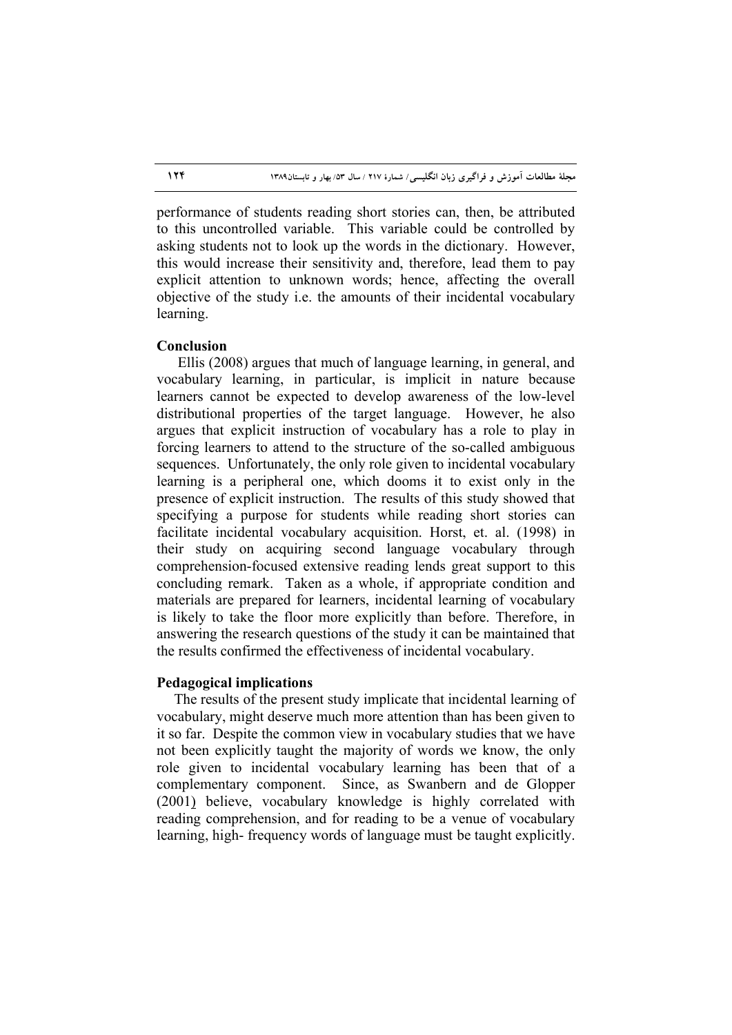performance of students reading short stories can, then, be attributed to this uncontrolled variable. This variable could be controlled by asking students not to look up the words in the dictionary. However, this would increase their sensitivity and, therefore, lead them to pay explicit attention to unknown words; hence, affecting the overall objective of the study i.e. the amounts of their incidental vocabulary learning.

## Conclusion

Ellis (2008) argues that much of language learning, in general, and vocabulary learning, in particular, is implicit in nature because learners cannot be expected to develop awareness of the low-level distributional properties of the target language. However, he also argues that explicit instruction of vocabulary has a role to play in forcing learners to attend to the structure of the so-called ambiguous sequences. Unfortunately, the only role given to incidental vocabulary learning is a peripheral one, which dooms it to exist only in the presence of explicit instruction. The results of this study showed that specifying a purpose for students while reading short stories can facilitate incidental vocabulary acquisition. Horst, et. al. (1998) in their study on acquiring second language vocabulary through comprehension-focused extensive reading lends great support to this concluding remark. Taken as a whole, if appropriate condition and materials are prepared for learners, incidental learning of vocabulary is likely to take the floor more explicitly than before. Therefore, in answering the research questions of the study it can be maintained that the results confirmed the effectiveness of incidental vocabulary.

## Pedagogical implications

The results of the present study implicate that incidental learning of vocabulary, might deserve much more attention than has been given to it so far. Despite the common view in vocabulary studies that we have not been explicitly taught the majority of words we know, the only role given to incidental vocabulary learning has been that of a complementary component. Since, as Swanbern and de Glopper (2001) believe, vocabulary knowledge is highly correlated with reading comprehension, and for reading to be a venue of vocabulary learning, high- frequency words of language must be taught explicitly.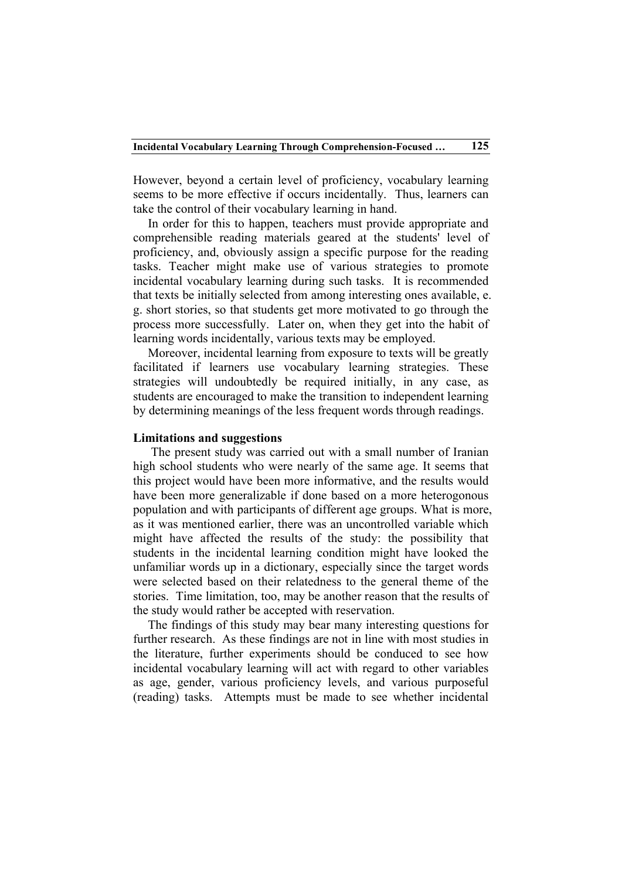However, beyond a certain level of proficiency, vocabulary learning seems to be more effective if occurs incidentally. Thus, learners can take the control of their vocabulary learning in hand.

In order for this to happen, teachers must provide appropriate and comprehensible reading materials geared at the students' level of proficiency, and, obviously assign a specific purpose for the reading tasks. Teacher might make use of various strategies to promote incidental vocabulary learning during such tasks. It is recommended that texts be initially selected from among interesting ones available, e. g. short stories, so that students get more motivated to go through the process more successfully. Later on, when they get into the habit of learning words incidentally, various texts may be employed.

Moreover, incidental learning from exposure to texts will be greatly facilitated if learners use vocabulary learning strategies. These strategies will undoubtedly be required initially, in any case, as students are encouraged to make the transition to independent learning by determining meanings of the less frequent words through readings.

**Limitations and suggestions**

The present study was carried out with a small number of Iranian high school students who were nearly of the same age. It seems that this project would have been more informative, and the results would have been more generalizable if done based on a more heterogonous population and with participants of different age groups. What is more, as it was mentioned earlier, there was an uncontrolled variable which might have affected the results of the study: the possibility that students in the incidental learning condition might have looked the unfamiliar words up in a dictionary, especially since the target words were selected based on their relatedness to the general theme of the stories. Time limitation, too, may be another reason that the results of the study would rather be accepted with reservation.

The findings of this study may bear many interesting questions for further research. As these findings are not in line with most studies in the literature, further experiments should be conduced to see how incidental vocabulary learning will act with regard to other variables as age, gender, various proficiency levels, and various purposeful (reading) tasks. Attempts must be made to see whether incidental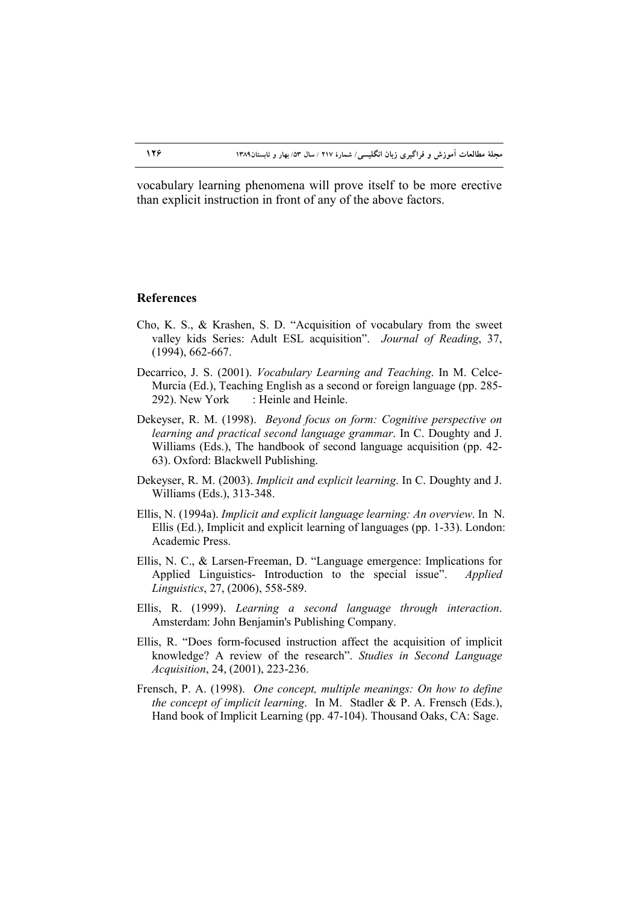vocabulary learning phenomena will prove itself to be more erective than explicit instruction in front of any of the above factors.

## References

Cho, K. S., & Krashen, S. D. "Acquisition of vocabulary from the sweet valley kids Series: Adult ESL acquisition". *Journal of Reading*, 37, (1994), 662-667.

Decarrico, J. S. (2001). *Vocabulary Learning and Teaching*. In M. Celce-Murcia (Ed.), Teaching English as a second or foreign language (pp. 285-292). New York : Heinle and Heinle.

Dekeyser, R. M. (1998). *Beyond focus on form: Cognitive perspective on learning and practical second language grammar*. In C. Doughty and J. Williams (Eds.), The handbook of second language acquisition (pp. 42-63). Oxford: Blackwell Publishing.

Dekeyser, R. M. (2003). *Implicit and explicit learning*. In C. Doughty and J. Williams (Eds.), 313-348.

Ellis, N. (1994a). *Implicit and explicit language learning: An overview*. In N. Ellis (Ed.), Implicit and explicit learning of languages (pp. 1-33). London: Academic Press.

Ellis, N. C., & Larsen-Freeman, D. "Language emergence: Implications for Applied Linguistics- Introduction to the special issue". *Applied Linguistics*, 27, (2006), 558-589.

Ellis, R. (1999). *Learning a second language through interaction*. Amsterdam: John Benjamin's Publishing Company.

Ellis, R. "Does form-focused instruction affect the acquisition of implicit knowledge? A review of the research". *Studies in Second Language Acquisition*, 24, (2001), 223-236.

Frensch, P. A. (1998). *One concept, multiple meanings: On how to define the concept of implicit learning*. In M. Stadler & P. A. Frensch (Eds.), Hand book of Implicit Learning (pp. 47-104). Thousand Oaks, CA: Sage.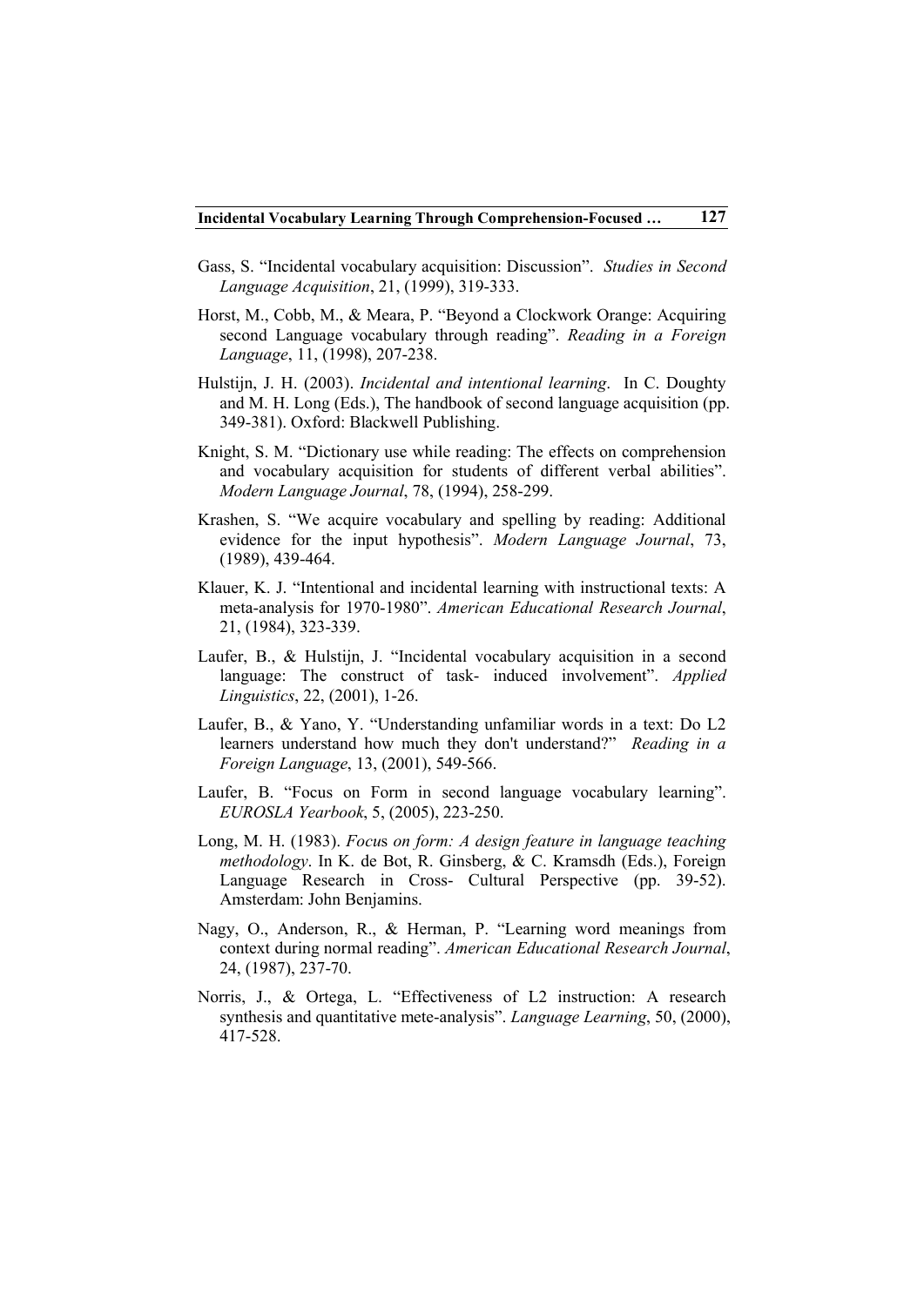Gass, S. "Incidental vocabulary acquisition: Discussion". *Studies in Second Language Acquisition*, 21, (1999), 319-333.

Horst, M., Cobb, M., & Meara, P. "Beyond a Clockwork Orange: Acquiring second Language vocabulary through reading". *Reading in a Foreign Language*, 11, (1998), 207-238.

Hulstijn, J. H. (2003). *Incidental and intentional learning*. In C. Doughty and M. H. Long (Eds.), The handbook of second language acquisition (pp. 349-381). Oxford: Blackwell Publishing.

Knight, S. M. "Dictionary use while reading: The effects on comprehension and vocabulary acquisition for students of different verbal abilities". *Modern Language Journal*, 78, (1994), 258-299.

Krashen, S. "We acquire vocabulary and spelling by reading: Additional evidence for the input hypothesis". *Modern Language Journal*, 73, (1989), 439-464.

Klauer, K. J. "Intentional and incidental learning with instructional texts: A meta-analysis for 1970-1980". *American Educational Research Journal*, 21, (1984), 323-339.

Laufer, B., & Hulstijn, J. "Incidental vocabulary acquisition in a second language: The construct of task- induced involvement". *Applied Linguistics*, 22, (2001), 1-26.

Laufer, B., & Yano, Y. "Understanding unfamiliar words in a text: Do L2 learners understand how much they don't understand?" *Reading in a Foreign Language*, 13, (2001), 549-566.

Laufer, B. "Focus on Form in second language vocabulary learning". *EUROSLA Yearbook*, 5, (2005), 223-250.

Long, M. H. (1983). *Focus on form: A design feature in language teaching methodology*. In K. de Bot, R. Ginsberg, & C. Kramsdh (Eds.), Foreign Language Research in Cross- Cultural Perspective (pp. 39-52). Amsterdam: John Benjamins.

Nagy, O., Anderson, R., & Herman, P. "Learning word meanings from context during normal reading". *American Educational Research Journal*, 24, (1987), 237-70.

Norris, J., & Ortega, L. "Effectiveness of L2 instruction: A research synthesis and quantitative mete-analysis". *Language Learning*, 50, (2000), 417-528.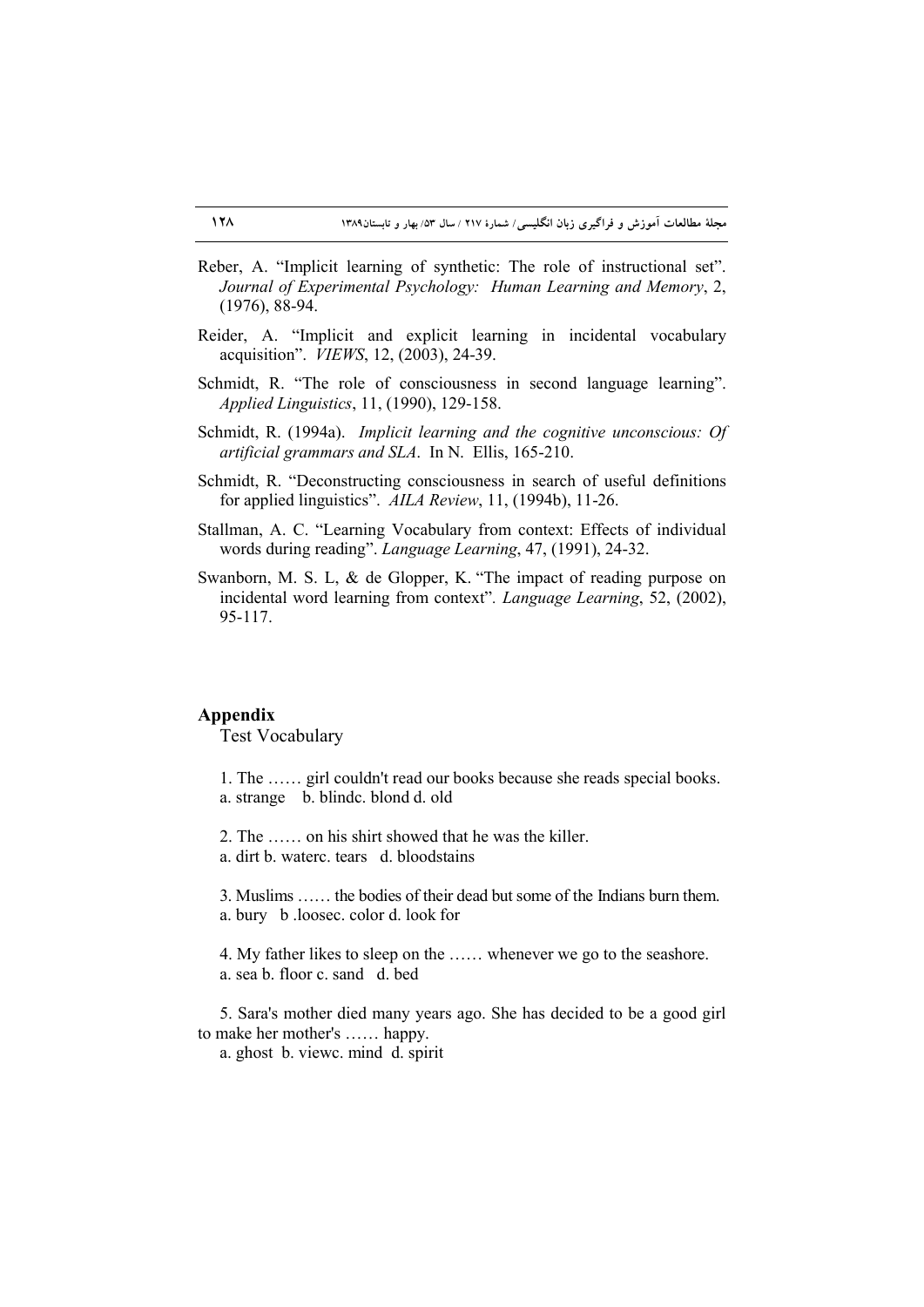Reber, A. "Implicit learning of synthetic: The role of instructional set". *Journal of Experimental Psychology: Human Learning and Memory*, 2, (1976), 88-94.

Reider, A. "Implicit and explicit learning in incidental vocabulary acquisition". *VIEWS*, 12, (2003), 24-39.

Schmidt, R. "The role of consciousness in second language learning". *Applied Linguistics*, 11, (1990), 129-158.

Schmidt, R. (1994a). *Implicit learning and the cognitive unconscious: Of artificial grammars and SLA*. In N. Ellis, 165-210.

Schmidt, R. "Deconstructing consciousness in search of useful definitions for applied linguistics". *AILA Review*, 11, (1994b), 11-26.

Stallman, A. C. "Learning Vocabulary from context: Effects of individual words during reading". *Language Learning*, 47, (1991), 24-32.

Swanborn, M. S. L, & de Glopper, K. "The impact of reading purpose on incidental word learning from context". *Language Learning*, 52, (2002), 95-117.

## Appendix

Test Vocabulary

1. The …… girl couldn't read our books because she reads special books.
a. strange b. blindc. blond d. old

2. The …… on his shirt showed that he was the killer.
a. dirt b. waterc. tears d. bloodstains

3. Muslims …… the bodies of their dead but some of the Indians burn them.
a. bury b .loosec. color d. look for

4. My father likes to sleep on the …… whenever we go to the seashore.
a. sea b. floor c. sand d. bed

5. Sara's mother died many years ago. She has decided to be a good girl to make her mother's …… happy.
a. ghost b. viewc. mind d. spirit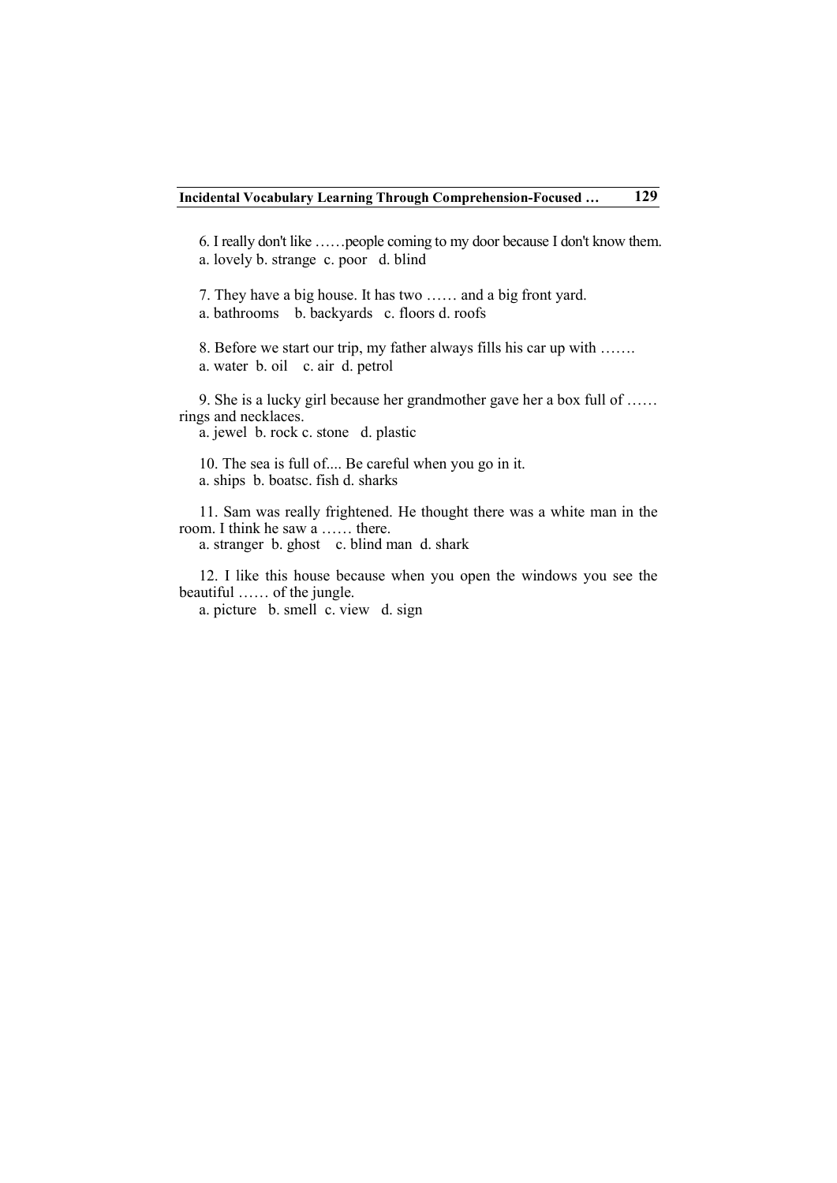6. I really don't like ……people coming to my door because I don't know them.
a. lovely b. strange c. poor d. blind

7. They have a big house. It has two …… and a big front yard.
a. bathrooms b. backyards c. floors d. roofs

8. Before we start our trip, my father always fills his car up with …….
a. water b. oil c. air d. petrol

9. She is a lucky girl because her grandmother gave her a box full of …… rings and necklaces.
a. jewel b. rock c. stone d. plastic

10. The sea is full of.... Be careful when you go in it.
a. ships b. boatsc. fish d. sharks

11. Sam was really frightened. He thought there was a white man in the room. I think he saw a …… there.
a. stranger b. ghost c. blind man d. shark

12. I like this house because when you open the windows you see the beautiful …… of the jungle.
a. picture b. smell c. view d. sign